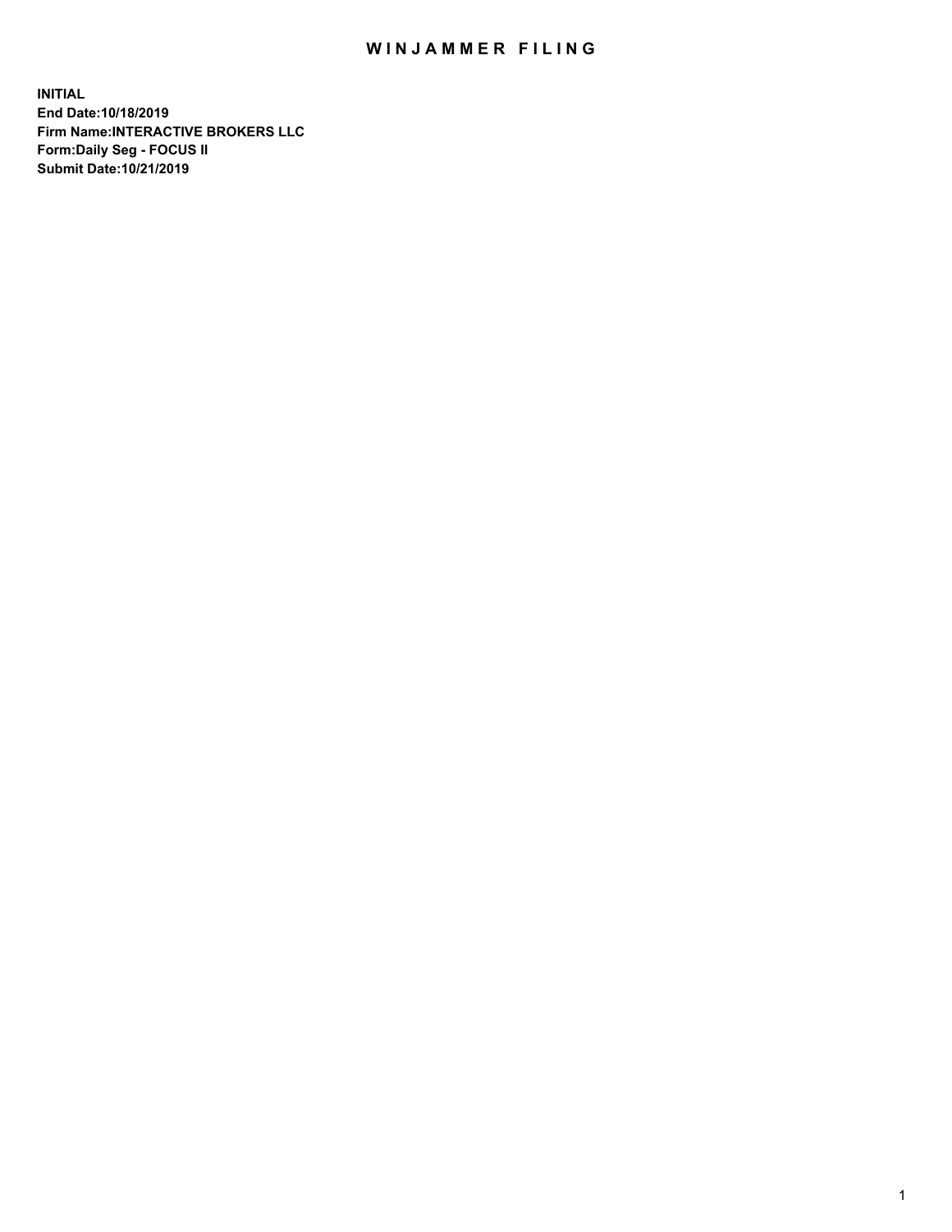# WINJAMMER FILING

**INITIAL**
**End Date:10/18/2019**
**Firm Name:INTERACTIVE BROKERS LLC**
**Form:Daily Seg - FOCUS II**
**Submit Date:10/21/2019**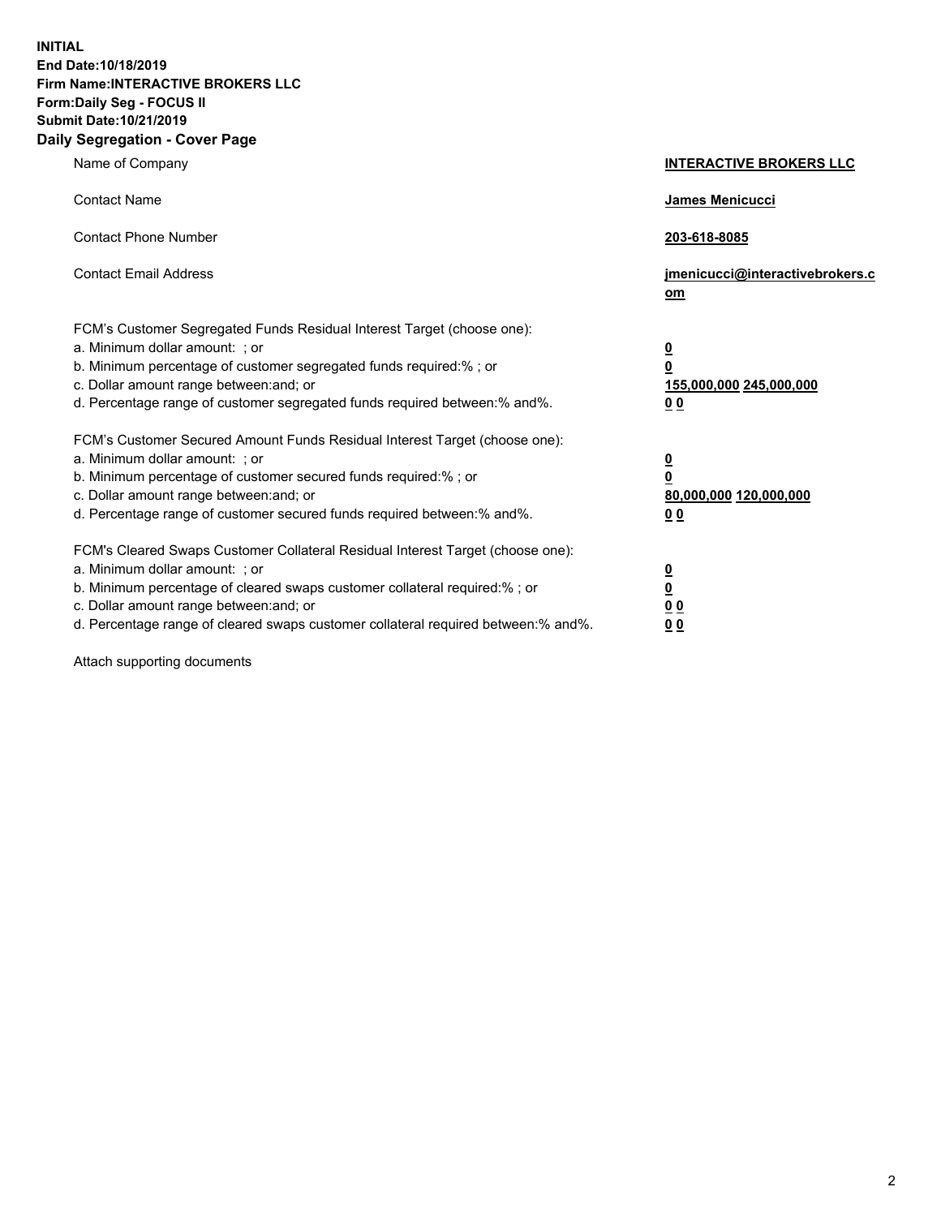**INITIAL**
**End Date:10/18/2019**
**Firm Name:INTERACTIVE BROKERS LLC**
**Form:Daily Seg - FOCUS II**
**Submit Date:10/21/2019**

## Daily Segregation - Cover Page

| | |
|---|---|
| Name of Company | **INTERACTIVE BROKERS LLC** |
| Contact Name | **James Menicucci** |
| Contact Phone Number | **203-618-8085** |
| Contact Email Address | **jmenicucci@interactivebrokers.com** |

FCM's Customer Segregated Funds Residual Interest Target (choose one):

| | |
|---|---|
| a. Minimum dollar amount: ; or | **0** |
| b. Minimum percentage of customer segregated funds required:% ; or | **0** |
| c. Dollar amount range between:and; or | **155,000,000 245,000,000** |
| d. Percentage range of customer segregated funds required between:% and%. | **0 0** |

FCM's Customer Secured Amount Funds Residual Interest Target (choose one):

| | |
|---|---|
| a. Minimum dollar amount: ; or | **0** |
| b. Minimum percentage of customer secured funds required:% ; or | **0** |
| c. Dollar amount range between:and; or | **80,000,000 120,000,000** |
| d. Percentage range of customer secured funds required between:% and%. | **0 0** |

FCM's Cleared Swaps Customer Collateral Residual Interest Target (choose one):

| | |
|---|---|
| a. Minimum dollar amount: ; or | **0** |
| b. Minimum percentage of cleared swaps customer collateral required:% ; or | **0** |
| c. Dollar amount range between:and; or | **0 0** |
| d. Percentage range of cleared swaps customer collateral required between:% and%. | **0 0** |

Attach supporting documents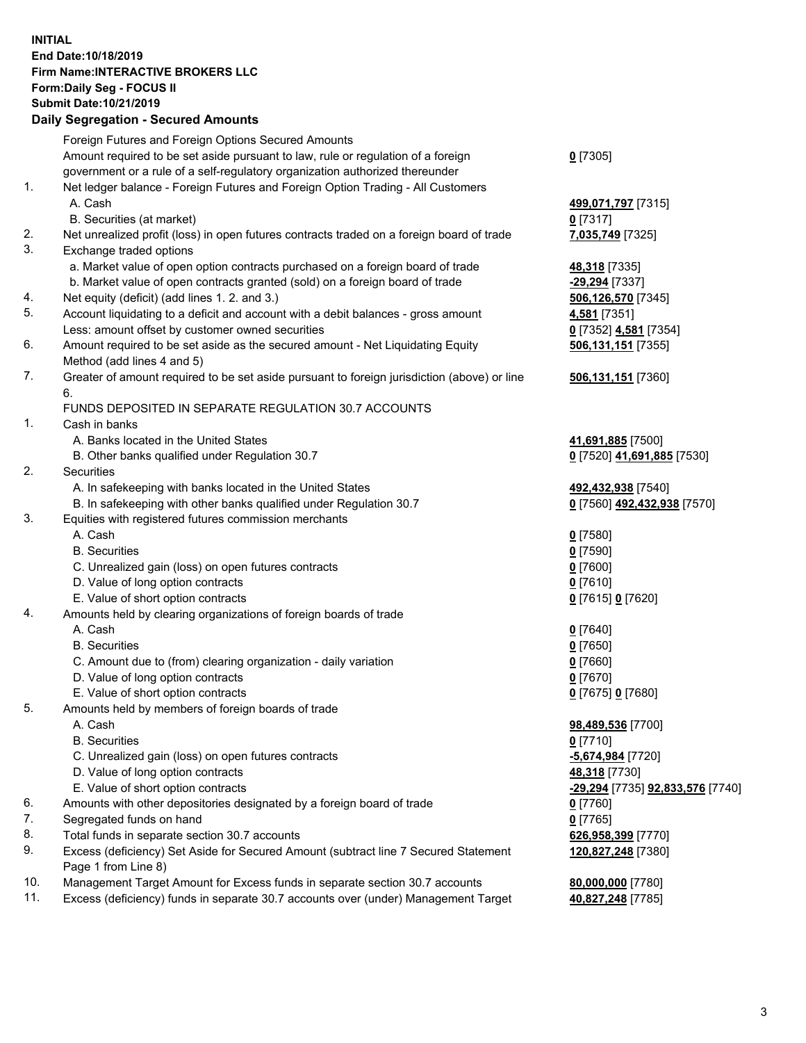**INITIAL**
**End Date:10/18/2019**
**Firm Name:INTERACTIVE BROKERS LLC**
**Form:Daily Seg - FOCUS II**
**Submit Date:10/21/2019**
**Daily Segregation - Secured Amounts**

| | | |
|---|---|---|
| | Foreign Futures and Foreign Options Secured Amounts | |
| | Amount required to be set aside pursuant to law, rule or regulation of a foreign government or a rule of a self-regulatory organization authorized thereunder | **0** [7305] |
| 1. | Net ledger balance - Foreign Futures and Foreign Option Trading - All Customers | |
| | A. Cash | **499,071,797** [7315] |
| | B. Securities (at market) | **0** [7317] |
| 2. | Net unrealized profit (loss) in open futures contracts traded on a foreign board of trade | **7,035,749** [7325] |
| 3. | Exchange traded options | |
| | a. Market value of open option contracts purchased on a foreign board of trade | **48,318** [7335] |
| | b. Market value of open contracts granted (sold) on a foreign board of trade | **-29,294** [7337] |
| 4. | Net equity (deficit) (add lines 1. 2. and 3.) | **506,126,570** [7345] |
| 5. | Account liquidating to a deficit and account with a debit balances - gross amount | **4,581** [7351] |
| | Less: amount offset by customer owned securities | **0** [7352] **4,581** [7354] |
| 6. | Amount required to be set aside as the secured amount - Net Liquidating Equity Method (add lines 4 and 5) | **506,131,151** [7355] |
| 7. | Greater of amount required to be set aside pursuant to foreign jurisdiction (above) or line 6. | **506,131,151** [7360] |
| | FUNDS DEPOSITED IN SEPARATE REGULATION 30.7 ACCOUNTS | |
| 1. | Cash in banks | |
| | A. Banks located in the United States | **41,691,885** [7500] |
| | B. Other banks qualified under Regulation 30.7 | **0** [7520] **41,691,885** [7530] |
| 2. | Securities | |
| | A. In safekeeping with banks located in the United States | **492,432,938** [7540] |
| | B. In safekeeping with other banks qualified under Regulation 30.7 | **0** [7560] **492,432,938** [7570] |
| 3. | Equities with registered futures commission merchants | |
| | A. Cash | **0** [7580] |
| | B. Securities | **0** [7590] |
| | C. Unrealized gain (loss) on open futures contracts | **0** [7600] |
| | D. Value of long option contracts | **0** [7610] |
| | E. Value of short option contracts | **0** [7615] **0** [7620] |
| 4. | Amounts held by clearing organizations of foreign boards of trade | |
| | A. Cash | **0** [7640] |
| | B. Securities | **0** [7650] |
| | C. Amount due to (from) clearing organization - daily variation | **0** [7660] |
| | D. Value of long option contracts | **0** [7670] |
| | E. Value of short option contracts | **0** [7675] **0** [7680] |
| 5. | Amounts held by members of foreign boards of trade | |
| | A. Cash | **98,489,536** [7700] |
| | B. Securities | **0** [7710] |
| | C. Unrealized gain (loss) on open futures contracts | **-5,674,984** [7720] |
| | D. Value of long option contracts | **48,318** [7730] |
| | E. Value of short option contracts | **-29,294** [7735] **92,833,576** [7740] |
| 6. | Amounts with other depositories designated by a foreign board of trade | **0** [7760] |
| 7. | Segregated funds on hand | **0** [7765] |
| 8. | Total funds in separate section 30.7 accounts | **626,958,399** [7770] |
| 9. | Excess (deficiency) Set Aside for Secured Amount (subtract line 7 Secured Statement Page 1 from Line 8) | **120,827,248** [7380] |
| 10. | Management Target Amount for Excess funds in separate section 30.7 accounts | **80,000,000** [7780] |
| 11. | Excess (deficiency) funds in separate 30.7 accounts over (under) Management Target | **40,827,248** [7785] |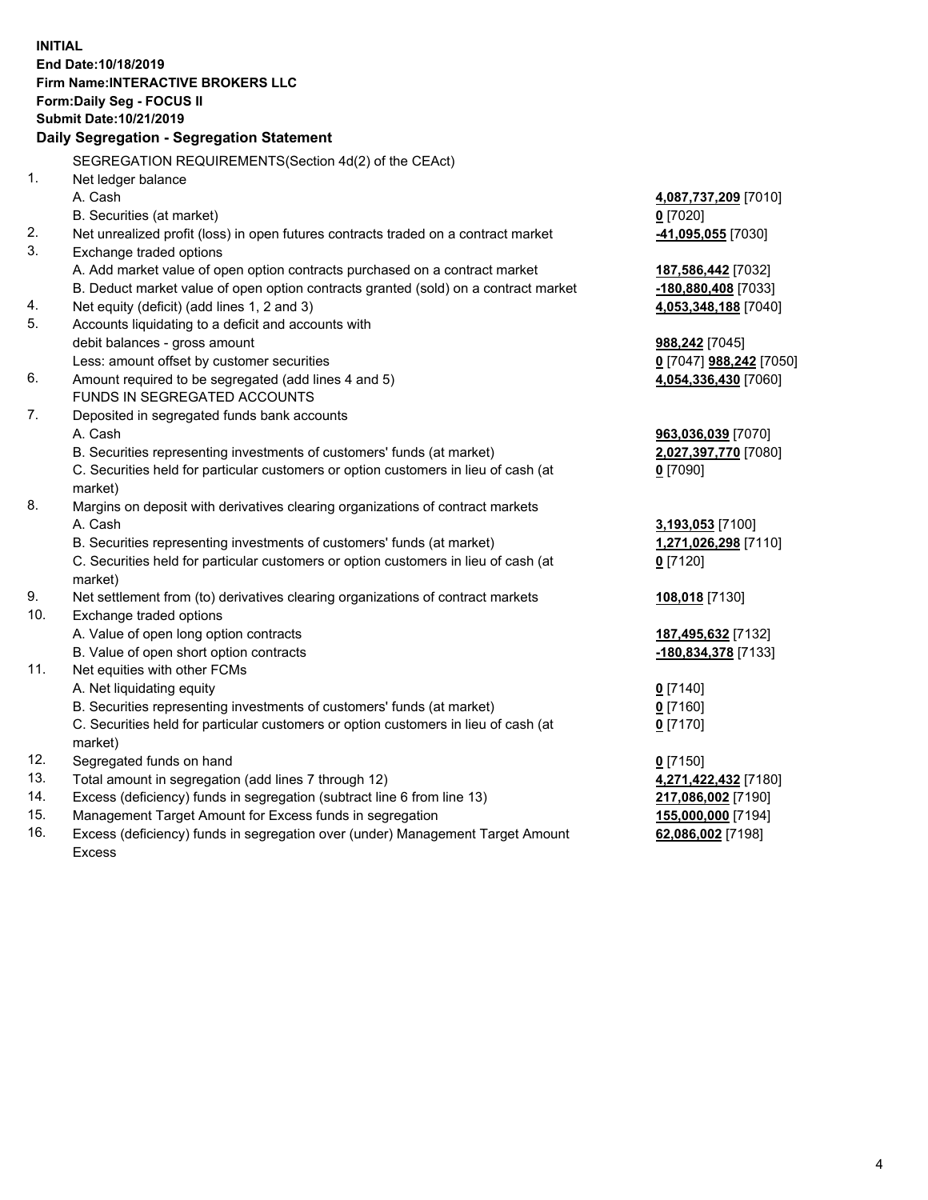**INITIAL**
**End Date:10/18/2019**
**Firm Name:INTERACTIVE BROKERS LLC**
**Form:Daily Seg - FOCUS II**
**Submit Date:10/21/2019**

**Daily Segregation - Segregation Statement**

SEGREGATION REQUIREMENTS(Section 4d(2) of the CEAct)

| | | |
|---|---|---|
| 1. | Net ledger balance | |
| | A. Cash | **4,087,737,209** [7010] |
| | B. Securities (at market) | **0** [7020] |
| 2. | Net unrealized profit (loss) in open futures contracts traded on a contract market | **-41,095,055** [7030] |
| 3. | Exchange traded options | |
| | A. Add market value of open option contracts purchased on a contract market | **187,586,442** [7032] |
| | B. Deduct market value of open option contracts granted (sold) on a contract market | **-180,880,408** [7033] |
| 4. | Net equity (deficit) (add lines 1, 2 and 3) | **4,053,348,188** [7040] |
| 5. | Accounts liquidating to a deficit and accounts with | |
| | debit balances - gross amount | **988,242** [7045] |
| | Less: amount offset by customer securities | **0** [7047] **988,242** [7050] |
| 6. | Amount required to be segregated (add lines 4 and 5) | **4,054,336,430** [7060] |
| | FUNDS IN SEGREGATED ACCOUNTS | |
| 7. | Deposited in segregated funds bank accounts | |
| | A. Cash | **963,036,039** [7070] |
| | B. Securities representing investments of customers' funds (at market) | **2,027,397,770** [7080] |
| | C. Securities held for particular customers or option customers in lieu of cash (at market) | **0** [7090] |
| 8. | Margins on deposit with derivatives clearing organizations of contract markets | |
| | A. Cash | **3,193,053** [7100] |
| | B. Securities representing investments of customers' funds (at market) | **1,271,026,298** [7110] |
| | C. Securities held for particular customers or option customers in lieu of cash (at market) | **0** [7120] |
| 9. | Net settlement from (to) derivatives clearing organizations of contract markets | **108,018** [7130] |
| 10. | Exchange traded options | |
| | A. Value of open long option contracts | **187,495,632** [7132] |
| | B. Value of open short option contracts | **-180,834,378** [7133] |
| 11. | Net equities with other FCMs | |
| | A. Net liquidating equity | **0** [7140] |
| | B. Securities representing investments of customers' funds (at market) | **0** [7160] |
| | C. Securities held for particular customers or option customers in lieu of cash (at market) | **0** [7170] |
| 12. | Segregated funds on hand | **0** [7150] |
| 13. | Total amount in segregation (add lines 7 through 12) | **4,271,422,432** [7180] |
| 14. | Excess (deficiency) funds in segregation (subtract line 6 from line 13) | **217,086,002** [7190] |
| 15. | Management Target Amount for Excess funds in segregation | **155,000,000** [7194] |
| 16. | Excess (deficiency) funds in segregation over (under) Management Target Amount Excess | **62,086,002** [7198] |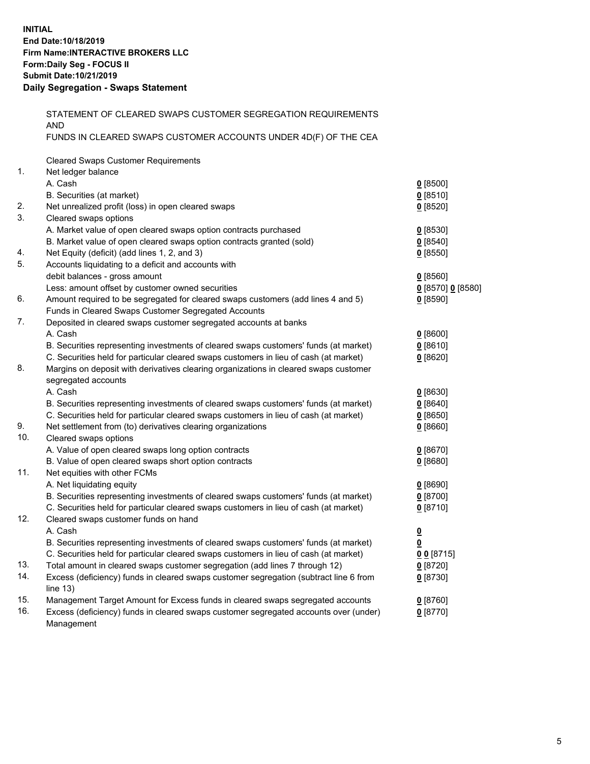**INITIAL**
**End Date:10/18/2019**
**Firm Name:INTERACTIVE BROKERS LLC**
**Form:Daily Seg - FOCUS II**
**Submit Date:10/21/2019**
**Daily Segregation - Swaps Statement**

STATEMENT OF CLEARED SWAPS CUSTOMER SEGREGATION REQUIREMENTS AND FUNDS IN CLEARED SWAPS CUSTOMER ACCOUNTS UNDER 4D(F) OF THE CEA

| | | |
|---|---|---|
| | Cleared Swaps Customer Requirements | |
| 1. | Net ledger balance | |
| | A. Cash | 0 [8500] |
| | B. Securities (at market) | 0 [8510] |
| 2. | Net unrealized profit (loss) in open cleared swaps | 0 [8520] |
| 3. | Cleared swaps options | |
| | A. Market value of open cleared swaps option contracts purchased | 0 [8530] |
| | B. Market value of open cleared swaps option contracts granted (sold) | 0 [8540] |
| 4. | Net Equity (deficit) (add lines 1, 2, and 3) | 0 [8550] |
| 5. | Accounts liquidating to a deficit and accounts with debit balances - gross amount | 0 [8560] |
| | Less: amount offset by customer owned securities | 0 [8570] 0 [8580] |
| 6. | Amount required to be segregated for cleared swaps customers (add lines 4 and 5) | 0 [8590] |
| | Funds in Cleared Swaps Customer Segregated Accounts | |
| 7. | Deposited in cleared swaps customer segregated accounts at banks | |
| | A. Cash | 0 [8600] |
| | B. Securities representing investments of cleared swaps customers' funds (at market) | 0 [8610] |
| | C. Securities held for particular cleared swaps customers in lieu of cash (at market) | 0 [8620] |
| 8. | Margins on deposit with derivatives clearing organizations in cleared swaps customer segregated accounts | |
| | A. Cash | 0 [8630] |
| | B. Securities representing investments of cleared swaps customers' funds (at market) | 0 [8640] |
| | C. Securities held for particular cleared swaps customers in lieu of cash (at market) | 0 [8650] |
| 9. | Net settlement from (to) derivatives clearing organizations | 0 [8660] |
| 10. | Cleared swaps options | |
| | A. Value of open cleared swaps long option contracts | 0 [8670] |
| | B. Value of open cleared swaps short option contracts | 0 [8680] |
| 11. | Net equities with other FCMs | |
| | A. Net liquidating equity | 0 [8690] |
| | B. Securities representing investments of cleared swaps customers' funds (at market) | 0 [8700] |
| | C. Securities held for particular cleared swaps customers in lieu of cash (at market) | 0 [8710] |
| 12. | Cleared swaps customer funds on hand | |
| | A. Cash | 0 |
| | B. Securities representing investments of cleared swaps customers' funds (at market) | 0 |
| | C. Securities held for particular cleared swaps customers in lieu of cash (at market) | 0 0 [8715] |
| 13. | Total amount in cleared swaps customer segregation (add lines 7 through 12) | 0 [8720] |
| 14. | Excess (deficiency) funds in cleared swaps customer segregation (subtract line 6 from line 13) | 0 [8730] |
| 15. | Management Target Amount for Excess funds in cleared swaps segregated accounts | 0 [8760] |
| 16. | Excess (deficiency) funds in cleared swaps customer segregated accounts over (under) Management | 0 [8770] |